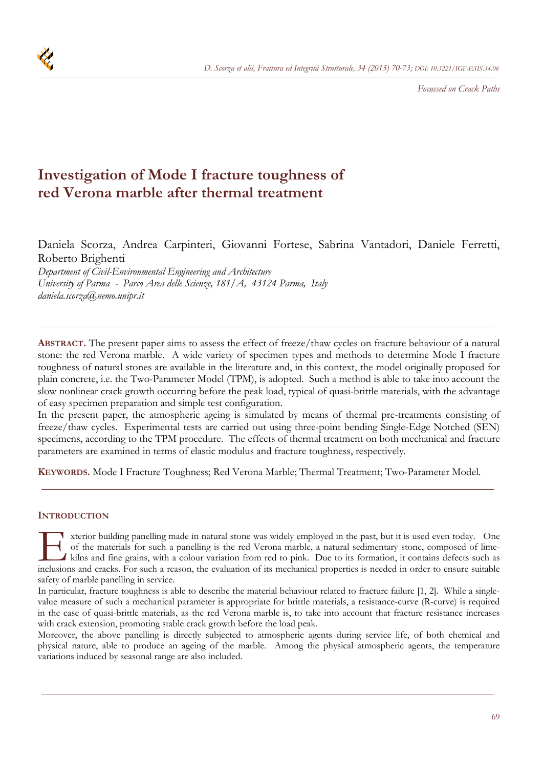*Focussed on Crack Paths*

# Investigation of Mode I fracture toughness of red Verona marble after thermal treatment

Daniela Scorza, Andrea Carpinteri, Giovanni Fortese, Sabrina Vantadori, Daniele Ferretti, Roberto Brighenti

*Department of Civil-Environmental Engineering and Architecture*
*University of Parma - Parco Area delle Scienze, 181/A, 43124 Parma, Italy*
*daniela.scorza@nemo.unipr.it*

---

**ABSTRACT.** The present paper aims to assess the effect of freeze/thaw cycles on fracture behaviour of a natural stone: the red Verona marble. A wide variety of specimen types and methods to determine Mode I fracture toughness of natural stones are available in the literature and, in this context, the model originally proposed for plain concrete, i.e. the Two-Parameter Model (TPM), is adopted. Such a method is able to take into account the slow nonlinear crack growth occurring before the peak load, typical of quasi-brittle materials, with the advantage of easy specimen preparation and simple test configuration.

In the present paper, the atmospheric ageing is simulated by means of thermal pre-treatments consisting of freeze/thaw cycles. Experimental tests are carried out using three-point bending Single-Edge Notched (SEN) specimens, according to the TPM procedure. The effects of thermal treatment on both mechanical and fracture parameters are examined in terms of elastic modulus and fracture toughness, respectively.

**KEYWORDS.** Mode I Fracture Toughness; Red Verona Marble; Thermal Treatment; Two-Parameter Model.

---

## INTRODUCTION

Exterior building panelling made in natural stone was widely employed in the past, but it is used even today. One of the materials for such a panelling is the red Verona marble, a natural sedimentary stone, composed of lime-kilns and fine grains, with a colour variation from red to pink. Due to its formation, it contains defects such as inclusions and cracks. For such a reason, the evaluation of its mechanical properties is needed in order to ensure suitable safety of marble panelling in service.

In particular, fracture toughness is able to describe the material behaviour related to fracture failure [1, 2]. While a single-value measure of such a mechanical parameter is appropriate for brittle materials, a resistance-curve (R-curve) is required in the case of quasi-brittle materials, as the red Verona marble is, to take into account that fracture resistance increases with crack extension, promoting stable crack growth before the load peak.

Moreover, the above panelling is directly subjected to atmospheric agents during service life, of both chemical and physical nature, able to produce an ageing of the marble. Among the physical atmospheric agents, the temperature variations induced by seasonal range are also included.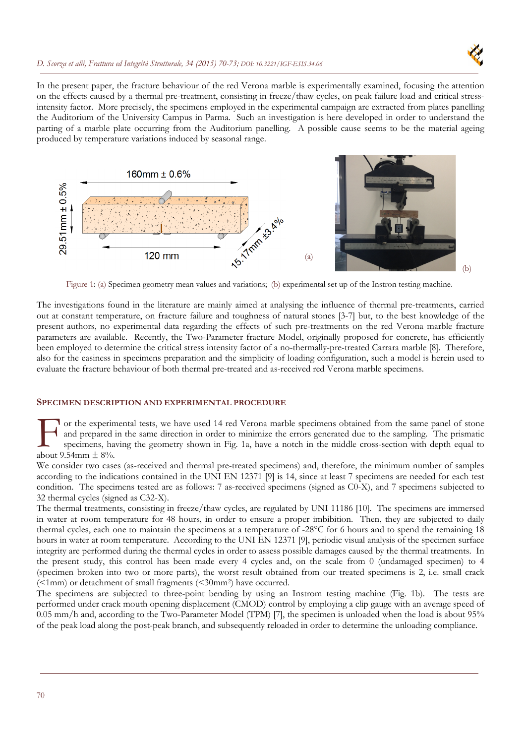In the present paper, the fracture behaviour of the red Verona marble is experimentally examined, focusing the attention on the effects caused by a thermal pre-treatment, consisting in freeze/thaw cycles, on peak failure load and critical stress-intensity factor. More precisely, the specimens employed in the experimental campaign are extracted from plates panelling the Auditorium of the University Campus in Parma. Such an investigation is here developed in order to understand the parting of a marble plate occurring from the Auditorium panelling. A possible cause seems to be the material ageing produced by temperature variations induced by seasonal range.

Figure 1: (a) Specimen geometry mean values and variations; (b) experimental set up of the Instron testing machine.

The investigations found in the literature are mainly aimed at analysing the influence of thermal pre-treatments, carried out at constant temperature, on fracture failure and toughness of natural stones [3-7] but, to the best knowledge of the present authors, no experimental data regarding the effects of such pre-treatments on the red Verona marble fracture parameters are available. Recently, the Two-Parameter fracture Model, originally proposed for concrete, has efficiently been employed to determine the critical stress intensity factor of a no-thermally-pre-treated Carrara marble [8]. Therefore, also for the easiness in specimens preparation and the simplicity of loading configuration, such a model is herein used to evaluate the fracture behaviour of both thermal pre-treated and as-received red Verona marble specimens.

## SPECIMEN DESCRIPTION AND EXPERIMENTAL PROCEDURE

For the experimental tests, we have used 14 red Verona marble specimens obtained from the same panel of stone and prepared in the same direction in order to minimize the errors generated due to the sampling. The prismatic specimens, having the geometry shown in Fig. 1a, have a notch in the middle cross-section with depth equal to about 9.54mm ± 8%.

We consider two cases (as-received and thermal pre-treated specimens) and, therefore, the minimum number of samples according to the indications contained in the UNI EN 12371 [9] is 14, since at least 7 specimens are needed for each test condition. The specimens tested are as follows: 7 as-received specimens (signed as C0-X), and 7 specimens subjected to 32 thermal cycles (signed as C32-X).

The thermal treatments, consisting in freeze/thaw cycles, are regulated by UNI 11186 [10]. The specimens are immersed in water at room temperature for 48 hours, in order to ensure a proper imbibition. Then, they are subjected to daily thermal cycles, each one to maintain the specimens at a temperature of -28°C for 6 hours and to spend the remaining 18 hours in water at room temperature. According to the UNI EN 12371 [9], periodic visual analysis of the specimen surface integrity are performed during the thermal cycles in order to assess possible damages caused by the thermal treatments. In the present study, this control has been made every 4 cycles and, on the scale from 0 (undamaged specimen) to 4 (specimen broken into two or more parts), the worst result obtained from our treated specimens is 2, i.e. small crack (<1mm) or detachment of small fragments (<30mm$^2$) have occurred.

The specimens are subjected to three-point bending by using an Instrom testing machine (Fig. 1b). The tests are performed under crack mouth opening displacement (CMOD) control by employing a clip gauge with an average speed of 0.05 mm/h and, according to the Two-Parameter Model (TPM) [7], the specimen is unloaded when the load is about 95% of the peak load along the post-peak branch, and subsequently reloaded in order to determine the unloading compliance.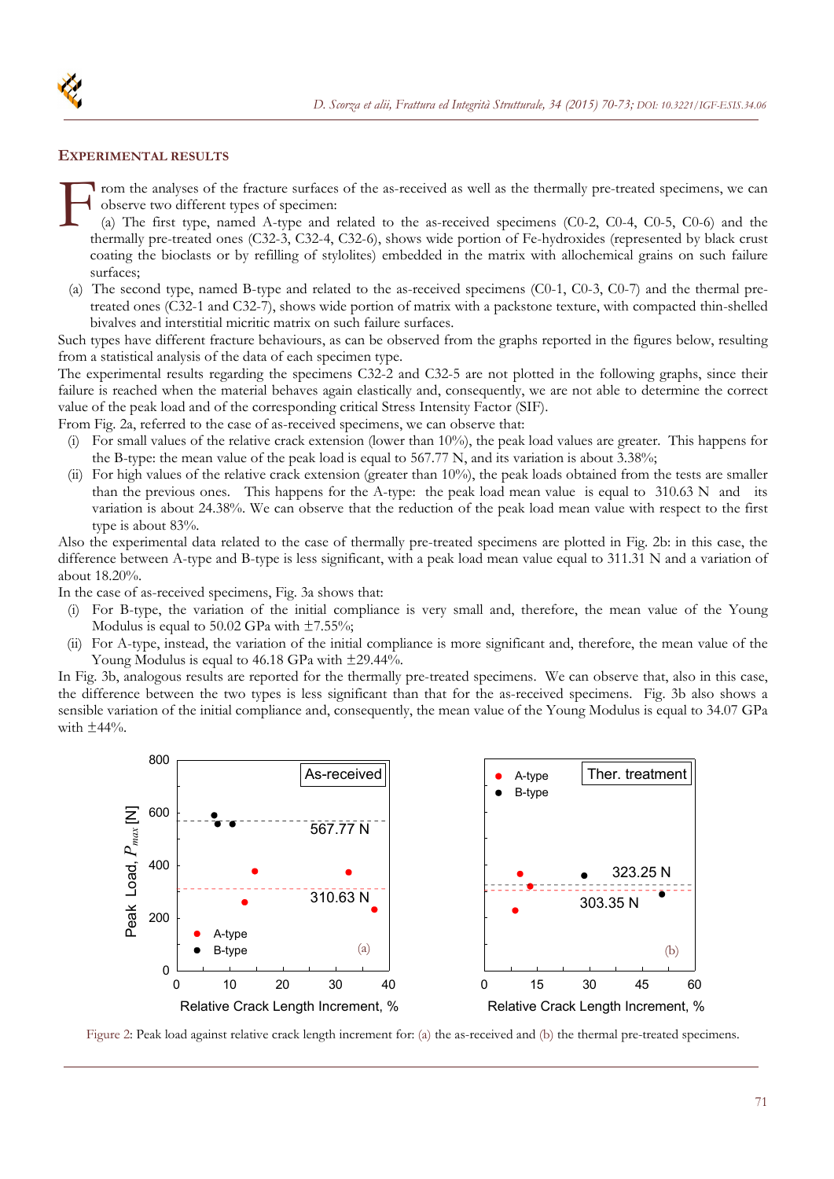## EXPERIMENTAL RESULTS

From the analyses of the fracture surfaces of the as-received as well as the thermally pre-treated specimens, we can observe two different types of specimen:

(a) The first type, named A-type and related to the as-received specimens (C0-2, C0-4, C0-5, C0-6) and the thermally pre-treated ones (C32-3, C32-4, C32-6), shows wide portion of Fe-hydroxides (represented by black crust coating the bioclasts or by refilling of stylolites) embedded in the matrix with allochemical grains on such failure surfaces;

(a) The second type, named B-type and related to the as-received specimens (C0-1, C0-3, C0-7) and the thermal pre-treated ones (C32-1 and C32-7), shows wide portion of matrix with a packstone texture, with compacted thin-shelled bivalves and interstitial micritic matrix on such failure surfaces.

Such types have different fracture behaviours, as can be observed from the graphs reported in the figures below, resulting from a statistical analysis of the data of each specimen type.

The experimental results regarding the specimens C32-2 and C32-5 are not plotted in the following graphs, since their failure is reached when the material behaves again elastically and, consequently, we are not able to determine the correct value of the peak load and of the corresponding critical Stress Intensity Factor (SIF).

From Fig. 2a, referred to the case of as-received specimens, we can observe that:

(i) For small values of the relative crack extension (lower than 10%), the peak load values are greater. This happens for the B-type: the mean value of the peak load is equal to 567.77 N, and its variation is about 3.38%;

(ii) For high values of the relative crack extension (greater than 10%), the peak loads obtained from the tests are smaller than the previous ones. This happens for the A-type: the peak load mean value is equal to 310.63 N and its variation is about 24.38%. We can observe that the reduction of the peak load mean value with respect to the first type is about 83%.

Also the experimental data related to the case of thermally pre-treated specimens are plotted in Fig. 2b: in this case, the difference between A-type and B-type is less significant, with a peak load mean value equal to 311.31 N and a variation of about 18.20%.

In the case of as-received specimens, Fig. 3a shows that:

(i) For B-type, the variation of the initial compliance is very small and, therefore, the mean value of the Young Modulus is equal to 50.02 GPa with ±7.55%;

(ii) For A-type, instead, the variation of the initial compliance is more significant and, therefore, the mean value of the Young Modulus is equal to 46.18 GPa with ±29.44%.

In Fig. 3b, analogous results are reported for the thermally pre-treated specimens. We can observe that, also in this case, the difference between the two types is less significant than that for the as-received specimens. Fig. 3b also shows a sensible variation of the initial compliance and, consequently, the mean value of the Young Modulus is equal to 34.07 GPa with ±44%.

Figure 2: Peak load against relative crack length increment for: (a) the as-received and (b) the thermal pre-treated specimens.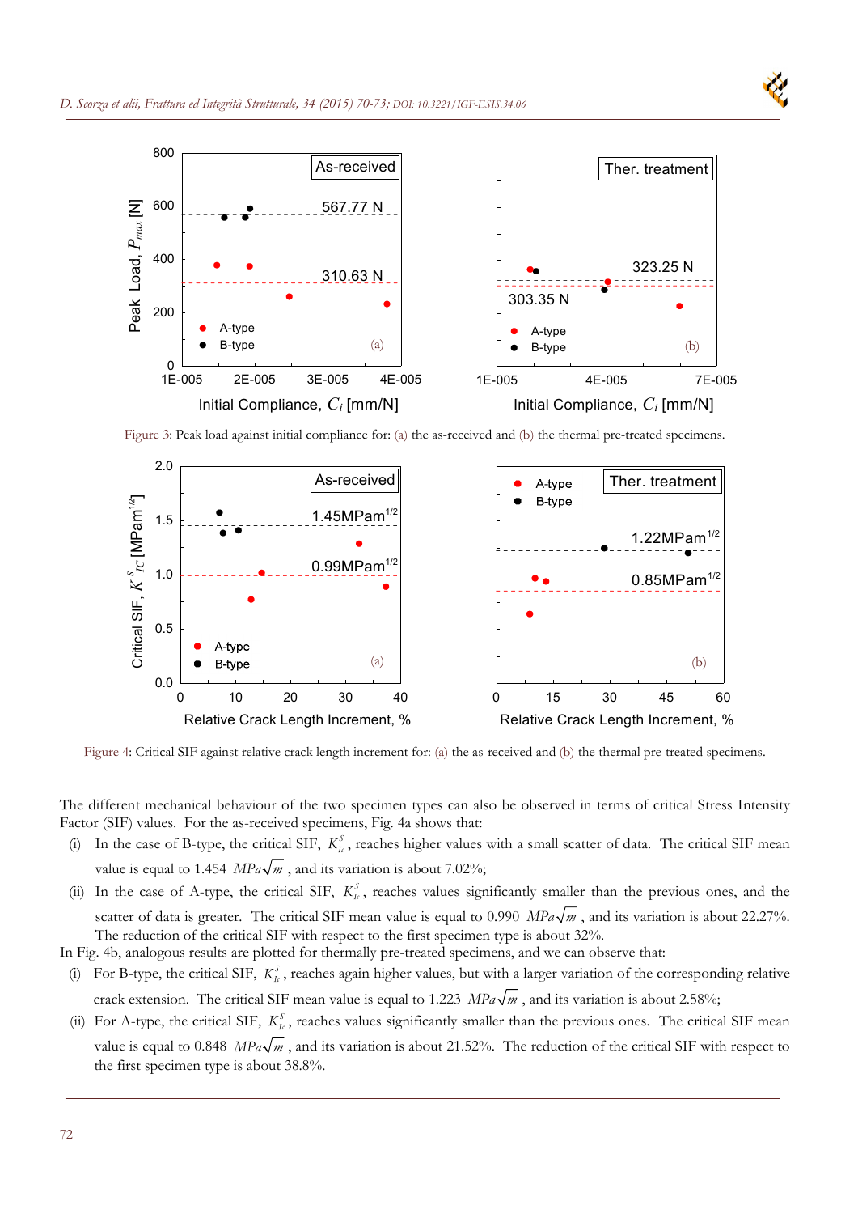Figure 3: Peak load against initial compliance for: (a) the as-received and (b) the thermal pre-treated specimens.

Figure 4: Critical SIF against relative crack length increment for: (a) the as-received and (b) the thermal pre-treated specimens.

The different mechanical behaviour of the two specimen types can also be observed in terms of critical Stress Intensity Factor (SIF) values. For the as-received specimens, Fig. 4a shows that:

(i) In the case of B-type, the critical SIF, $K_{Ic}^{S}$, reaches higher values with a small scatter of data. The critical SIF mean value is equal to 1.454 $MPa\sqrt{m}$, and its variation is about 7.02%;

(ii) In the case of A-type, the critical SIF, $K_{Ic}^{S}$, reaches values significantly smaller than the previous ones, and the scatter of data is greater. The critical SIF mean value is equal to 0.990 $MPa\sqrt{m}$, and its variation is about 22.27%. The reduction of the critical SIF with respect to the first specimen type is about 32%.

In Fig. 4b, analogous results are plotted for thermally pre-treated specimens, and we can observe that:

(i) For B-type, the critical SIF, $K_{Ic}^{S}$, reaches again higher values, but with a larger variation of the corresponding relative crack extension. The critical SIF mean value is equal to 1.223 $MPa\sqrt{m}$, and its variation is about 2.58%;

(ii) For A-type, the critical SIF, $K_{Ic}^{S}$, reaches values significantly smaller than the previous ones. The critical SIF mean value is equal to 0.848 $MPa\sqrt{m}$, and its variation is about 21.52%. The reduction of the critical SIF with respect to the first specimen type is about 38.8%.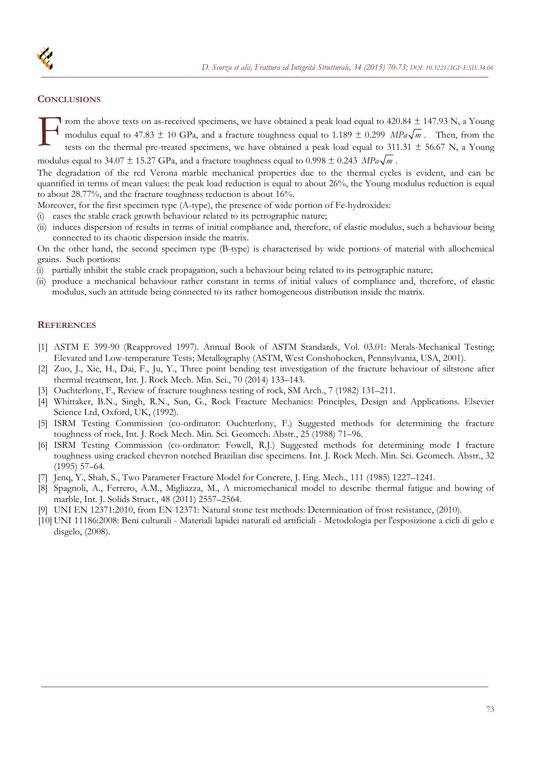## CONCLUSIONS

From the above tests on as-received specimens, we have obtained a peak load equal to 420.84 ± 147.93 N, a Young modulus equal to 47.83 ± 10 GPa, and a fracture toughness equal to 1.189 ± 0.299 $MPa\sqrt{m}$. Then, from the tests on the thermal pre-treated specimens, we have obtained a peak load equal to 311.31 ± 56.67 N, a Young modulus equal to 34.07 ± 15.27 GPa, and a fracture toughness equal to 0.998 ± 0.243 $MPa\sqrt{m}$.

The degradation of the red Verona marble mechanical properties due to the thermal cycles is evident, and can be quantified in terms of mean values: the peak load reduction is equal to about 26%, the Young modulus reduction is equal to about 28.77%, and the fracture toughness reduction is about 16%.

Moreover, for the first specimen type (A-type), the presence of wide portion of Fe-hydroxides:

(i) eases the stable crack growth behaviour related to its petrographic nature;
(ii) induces dispersion of results in terms of initial compliance and, therefore, of elastic modulus, such a behaviour being connected to its chaotic dispersion inside the matrix.

On the other hand, the second specimen type (B-type) is characterised by wide portions of material with allochemical grains. Such portions:

(i) partially inhibit the stable crack propagation, such a behaviour being related to its petrographic nature;
(ii) produce a mechanical behaviour rather constant in terms of initial values of compliance and, therefore, of elastic modulus, such an attitude being connected to its rather homogeneous distribution inside the matrix.

## REFERENCES

[1] ASTM E 399-90 (Reapproved 1997). Annual Book of ASTM Standards, Vol. 03.01: Metals-Mechanical Testing; Elevated and Low-temperature Tests; Metallography (ASTM, West Conshohocken, Pennsylvania, USA, 2001).

[2] Zuo, J., Xie, H., Dai, F., Ju, Y., Three point bending test investigation of the fracture behaviour of siltstone after thermal treatment, Int. J. Rock Mech. Min. Sci., 70 (2014) 133–143.

[3] Ouchterlony, F., Review of fracture toughness testing of rock, SM Arch., 7 (1982) 131–211.

[4] Whittaker, B.N., Singh, R.N., Sun, G., Rock Fracture Mechanics: Principles, Design and Applications. Elsevier Science Ltd, Oxford, UK, (1992).

[5] ISRM Testing Commission (co-ordinator: Ouchterlony, F.) Suggested methods for determining the fracture toughness of rock, Int. J. Rock Mech. Min. Sci. Geomech. Abstr., 25 (1988) 71–96.

[6] ISRM Testing Commission (co-ordinator: Fowell, R.J.) Suggested methods for determining mode I fracture toughness using cracked chevron notched Brazilian disc specimens. Int. J. Rock Mech. Min. Sci. Geomech. Abstr., 32 (1995) 57–64.

[7] Jenq, Y., Shah, S., Two Parameter Fracture Model for Concrete, J. Eng. Mech., 111 (1985) 1227–1241.

[8] Spagnoli, A., Ferrero, A.M., Migliazza, M., A micromechanical model to describe thermal fatigue and bowing of marble, Int. J. Solids Struct., 48 (2011) 2557–2564.

[9] UNI EN 12371:2010, from EN 12371: Natural stone test methods: Determination of frost resistance, (2010).

[10] UNI 11186:2008: Beni culturali - Materiali lapidei naturali ed artificiali - Metodologia per l'esposizione a cicli di gelo e disgelo, (2008).